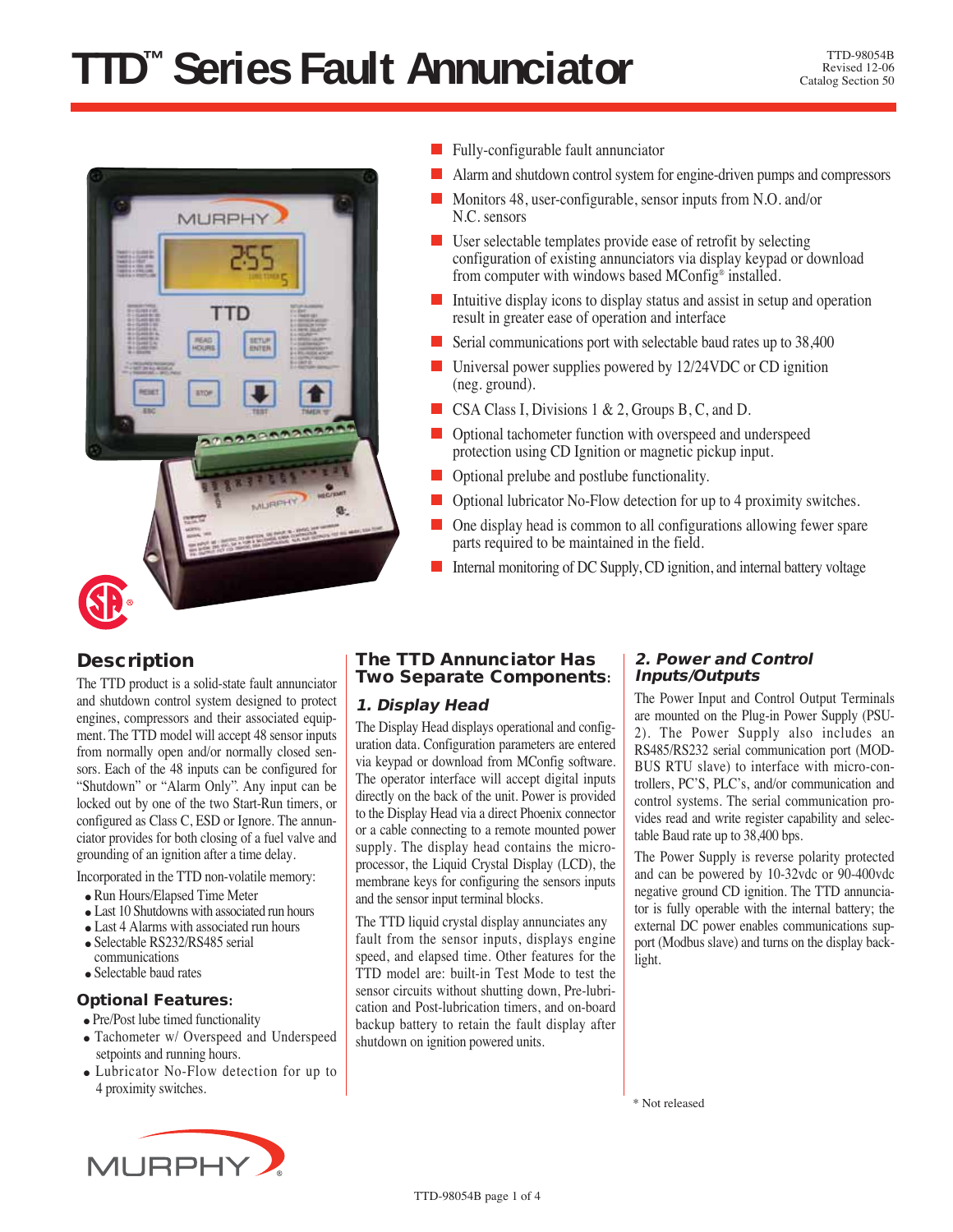# TTD™ Series Fault Annunciator

TTD-98054B
Revised 12-06
Catalog Section 50

- Fully-configurable fault annunciator
- Alarm and shutdown control system for engine-driven pumps and compressors
- Monitors 48, user-configurable, sensor inputs from N.O. and/or N.C. sensors
- User selectable templates provide ease of retrofit by selecting configuration of existing annunciators via display keypad or download from computer with windows based MConfig® installed.
- Intuitive display icons to display status and assist in setup and operation result in greater ease of operation and interface
- Serial communications port with selectable baud rates up to 38,400
- Universal power supplies powered by 12/24VDC or CD ignition (neg. ground).
- CSA Class I, Divisions 1 & 2, Groups B, C, and D.
- Optional tachometer function with overspeed and underspeed protection using CD Ignition or magnetic pickup input.
- Optional prelube and postlube functionality.
- Optional lubricator No-Flow detection for up to 4 proximity switches.
- One display head is common to all configurations allowing fewer spare parts required to be maintained in the field.
- Internal monitoring of DC Supply, CD ignition, and internal battery voltage

## Description

The TTD product is a solid-state fault annunciator and shutdown control system designed to protect engines, compressors and their associated equipment. The TTD model will accept 48 sensor inputs from normally open and/or normally closed sensors. Each of the 48 inputs can be configured for "Shutdown" or "Alarm Only". Any input can be locked out by one of the two Start-Run timers, or configured as Class C, ESD or Ignore. The annunciator provides for both closing of a fuel valve and grounding of an ignition after a time delay.

Incorporated in the TTD non-volatile memory:

- Run Hours/Elapsed Time Meter
- Last 10 Shutdowns with associated run hours
- Last 4 Alarms with associated run hours
- Selectable RS232/RS485 serial communications
- Selectable baud rates

## Optional Features:

- Pre/Post lube timed functionality
- Tachometer w/ Overspeed and Underspeed setpoints and running hours.
- Lubricator No-Flow detection for up to 4 proximity switches.

## The TTD Annunciator Has Two Separate Components:

### 1. Display Head

The Display Head displays operational and configuration data. Configuration parameters are entered via keypad or download from MConfig software. The operator interface will accept digital inputs directly on the back of the unit. Power is provided to the Display Head via a direct Phoenix connector or a cable connecting to a remote mounted power supply. The display head contains the microprocessor, the Liquid Crystal Display (LCD), the membrane keys for configuring the sensors inputs and the sensor input terminal blocks.

The TTD liquid crystal display annunciates any fault from the sensor inputs, displays engine speed, and elapsed time. Other features for the TTD model are: built-in Test Mode to test the sensor circuits without shutting down, Pre-lubrication and Post-lubrication timers, and on-board backup battery to retain the fault display after shutdown on ignition powered units.

### 2. Power and Control Inputs/Outputs

The Power Input and Control Output Terminals are mounted on the Plug-in Power Supply (PSU-2). The Power Supply also includes an RS485/RS232 serial communication port (MODBUS RTU slave) to interface with micro-controllers, PC'S, PLC's, and/or communication and control systems. The serial communication provides read and write register capability and selectable Baud rate up to 38,400 bps.

The Power Supply is reverse polarity protected and can be powered by 10-32vdc or 90-400vdc negative ground CD ignition. The TTD annunciator is fully operable with the internal battery; the external DC power enables communications support (Modbus slave) and turns on the display backlight.

\* Not released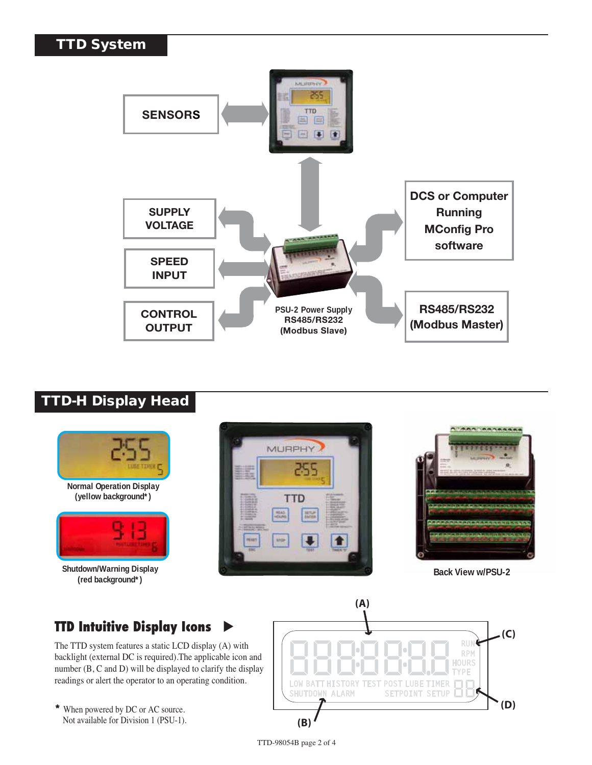## TTD System

SENSORS

SUPPLY VOLTAGE

SPEED INPUT

CONTROL OUTPUT

PSU-2 Power Supply
RS485/RS232
(Modbus Slave)

DCS or Computer Running MConfig Pro software

RS485/RS232 (Modbus Master)

## TTD-H Display Head

Normal Operation Display
(yellow background*)

Shutdown/Warning Display
(red background*)

Back View w/PSU-2

### TTD Intuitive Display Icons ▶

The TTD system features a static LCD display (A) with backlight (external DC is required).The applicable icon and number (B, C and D) will be displayed to clarify the display readings or alert the operator to an operating condition.

\* When powered by DC or AC source.
Not available for Division 1 (PSU-1).

(A) (B) (C) (D)

RUN RPM HOURS TYPE

LOW BATT HISTORY TEST POST LUBE TIMER

SHUTDOWN ALARM SETPOINT SETUP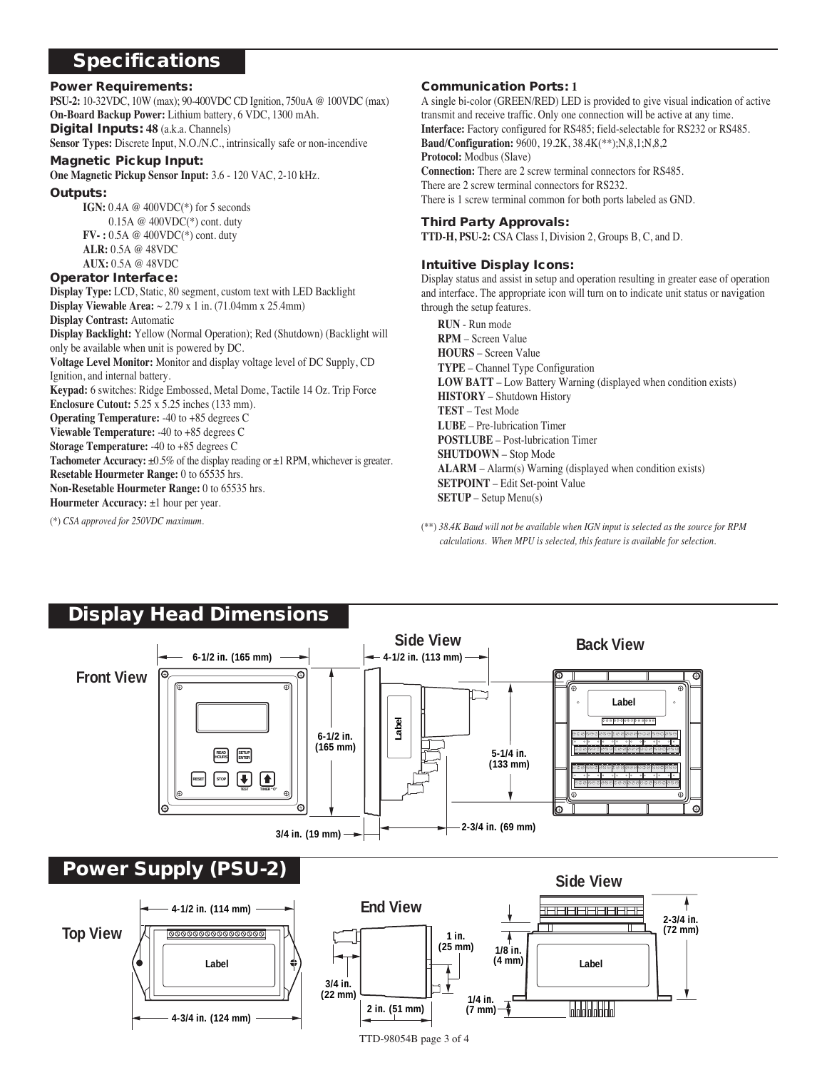## Specifications

### Power Requirements:

**PSU-2:** 10-32VDC, 10W (max); 90-400VDC CD Ignition, 750uA @ 100VDC (max)
**On-Board Backup Power:** Lithium battery, 6 VDC, 1300 mAh.

### Digital Inputs: 48 (a.k.a. Channels)

**Sensor Types:** Discrete Input, N.O./N.C., intrinsically safe or non-incendive

### Magnetic Pickup Input:

**One Magnetic Pickup Sensor Input:** 3.6 - 120 VAC, 2-10 kHz.

### Outputs:

**IGN:** 0.4A @ 400VDC(*) for 5 seconds
0.15A @ 400VDC(*) cont. duty
**FV- :** 0.5A @ 400VDC(*) cont. duty
**ALR:** 0.5A @ 48VDC
**AUX:** 0.5A @ 48VDC

### Operator Interface:

**Display Type:** LCD, Static, 80 segment, custom text with LED Backlight
**Display Viewable Area:** ~ 2.79 x 1 in. (71.04mm x 25.4mm)
**Display Contrast:** Automatic
**Display Backlight:** Yellow (Normal Operation); Red (Shutdown) (Backlight will only be available when unit is powered by DC.
**Voltage Level Monitor:** Monitor and display voltage level of DC Supply, CD Ignition, and internal battery.
**Keypad:** 6 switches: Ridge Embossed, Metal Dome, Tactile 14 Oz. Trip Force
**Enclosure Cutout:** 5.25 x 5.25 inches (133 mm).
**Operating Temperature:** -40 to +85 degrees C
**Viewable Temperature:** -40 to +85 degrees C
**Storage Temperature:** -40 to +85 degrees C
**Tachometer Accuracy:** ±0.5% of the display reading or ±1 RPM, whichever is greater.
**Resetable Hourmeter Range:** 0 to 65535 hrs.
**Non-Resetable Hourmeter Range:** 0 to 65535 hrs.
**Hourmeter Accuracy:** ±1 hour per year.

(*) *CSA approved for 250VDC maximum.*

### Communication Ports: 1

A single bi-color (GREEN/RED) LED is provided to give visual indication of active transmit and receive traffic. Only one connection will be active at any time.
**Interface:** Factory configured for RS485; field-selectable for RS232 or RS485.
**Baud/Configuration:** 9600, 19.2K, 38.4K(**);N,8,1;N,8,2
**Protocol:** Modbus (Slave)
**Connection:** There are 2 screw terminal connectors for RS485.
There are 2 screw terminal connectors for RS232.
There is 1 screw terminal common for both ports labeled as GND.

### Third Party Approvals:

**TTD-H, PSU-2:** CSA Class I, Division 2, Groups B, C, and D.

### Intuitive Display Icons:

Display status and assist in setup and operation resulting in greater ease of operation and interface. The appropriate icon will turn on to indicate unit status or navigation through the setup features.

**RUN** - Run mode
**RPM** – Screen Value
**HOURS** – Screen Value
**TYPE** – Channel Type Configuration
**LOW BATT** – Low Battery Warning (displayed when condition exists)
**HISTORY** – Shutdown History
**TEST** – Test Mode
**LUBE** – Pre-lubrication Timer
**POSTLUBE** – Post-lubrication Timer
**SHUTDOWN** – Stop Mode
**ALARM** – Alarm(s) Warning (displayed when condition exists)
**SETPOINT** – Edit Set-point Value
**SETUP** – Setup Menu(s)

(**) *38.4K Baud will not be available when IGN input is selected as the source for RPM calculations. When MPU is selected, this feature is available for selection.*

## Display Head Dimensions

Front View: 6-1/2 in. (165 mm) wide x 6-1/2 in. (165 mm) high

Side View: 4-1/2 in. (113 mm); 5-1/4 in. (133 mm); 3/4 in. (19 mm); 2-3/4 in. (69 mm)

Back View

## Power Supply (PSU-2)

Top View: 4-1/2 in. (114 mm); 4-3/4 in. (124 mm)

End View: 1 in. (25 mm); 3/4 in. (22 mm); 2 in. (51 mm)

Side View: 2-3/4 in. (72 mm); 1/8 in. (4 mm); 1/4 in. (7 mm)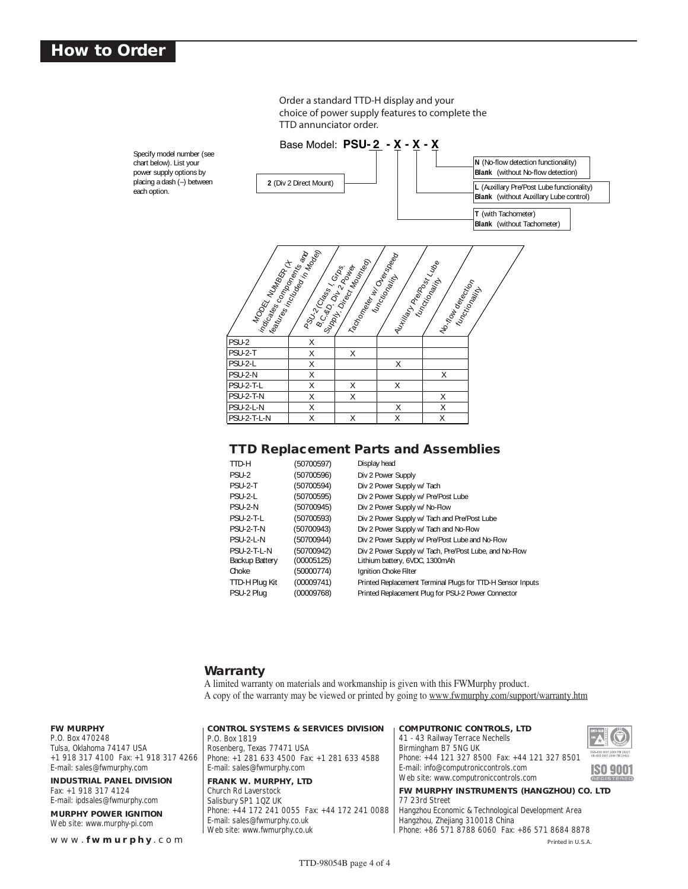## How to Order

Order a standard TTD-H display and your choice of power supply features to complete the TTD annunciator order.

Specify model number (see chart below). List your power supply options by placing a dash (–) between each option.

Base Model: **PSU-2 - X - X - X**

- **2** (Div 2 Direct Mount)
- **T** (with Tachometer)
  **Blank** (without Tachometer)
- **L** (Auxillary Pre/Post Lube functionality)
  **Blank** (without Auxillary Lube control)
- **N** (No-flow detection functionality)
  **Blank** (without No-flow detection)

| MODEL NUMBER (X indicates components and features included in Model) | PSU-2 (Class I, Grps. B,C,&D, Div 2 Power Supply, Direct Mounted) | Tachometer w/ Overspeed functionality | Auxillary Pre/Post Lube functionality | No-flow detection functionality |
|---|---|---|---|---|
| PSU-2 | X | | | |
| PSU-2-T | X | X | | |
| PSU-2-L | X | | X | |
| PSU-2-N | X | | | X |
| PSU-2-T-L | X | X | X | |
| PSU-2-T-N | X | X | | X |
| PSU-2-L-N | X | | X | X |
| PSU-2-T-L-N | X | X | X | X |

## TTD Replacement Parts and Assemblies

| | | |
|---|---|---|
| TTD-H | (50700597) | Display head |
| PSU-2 | (50700596) | Div 2 Power Supply |
| PSU-2-T | (50700594) | Div 2 Power Supply w/ Tach |
| PSU-2-L | (50700595) | Div 2 Power Supply w/ Pre/Post Lube |
| PSU-2-N | (50700945) | Div 2 Power Supply w/ No-Flow |
| PSU-2-T-L | (50700593) | Div 2 Power Supply w/ Tach and Pre/Post Lube |
| PSU-2-T-N | (50700943) | Div 2 Power Supply w/ Tach and No-Flow |
| PSU-2-L-N | (50700944) | Div 2 Power Supply w/ Pre/Post Lube and No-Flow |
| PSU-2-T-L-N | (50700942) | Div 2 Power Supply w/ Tach, Pre/Post Lube, and No-Flow |
| Backup Battery | (00005125) | Lithium battery, 6VDC, 1300mAh |
| Choke | (50000774) | Ignition Choke Filter |
| TTD-H Plug Kit | (00009741) | Printed Replacement Terminal Plugs for TTD-H Sensor Inputs |
| PSU-2 Plug | (00009768) | Printed Replacement Plug for PSU-2 Power Connector |

### Warranty

A limited warranty on materials and workmanship is given with this FWMurphy product. A copy of the warranty may be viewed or printed by going to www.fwmurphy.com/support/warranty.htm

**FW MURPHY**
P.O. Box 470248
Tulsa, Oklahoma 74147 USA
+1 918 317 4100 Fax: +1 918 317 4266
E-mail: sales@fwmurphy.com

**INDUSTRIAL PANEL DIVISION**
Fax: +1 918 317 4124
E-mail: ipdsales@fwmurphy.com

**MURPHY POWER IGNITION**
Web site: www.murphy-pi.com

www.**fwmurphy**.com

**CONTROL SYSTEMS & SERVICES DIVISION**
P.O. Box 1819
Rosenberg, Texas 77471 USA
Phone: +1 281 633 4500 Fax: +1 281 633 4588
E-mail: sales@fwmurphy.com

**FRANK W. MURPHY, LTD**
Church Rd Laverstock
Salisbury SP1 1QZ UK
Phone: +44 172 241 0055 Fax: +44 172 241 0088
E-mail: sales@fwmurphy.co.uk
Web site: www.fwmurphy.co.uk

**COMPUTRONIC CONTROLS, LTD**
41 - 43 Railway Terrace Nechells
Birmingham B7 5NG UK
Phone: +44 121 327 8500 Fax: +44 121 327 8501
E-mail: info@computroniccontrols.com
Web site: www.computroniccontrols.com

**FW MURPHY INSTRUMENTS (HANGZHOU) CO. LTD**
77 23rd Street
Hangzhou Economic & Technological Development Area
Hangzhou, Zhejiang 310018 China
Phone: +86 571 8788 6060 Fax: +86 571 8684 8878

USA-ISO 9001:2000 FM 28221
UK-ISO 9001:2000 FM 29422
ISO 9001 REGISTERED

Printed in U.S.A.

TTD-98054B